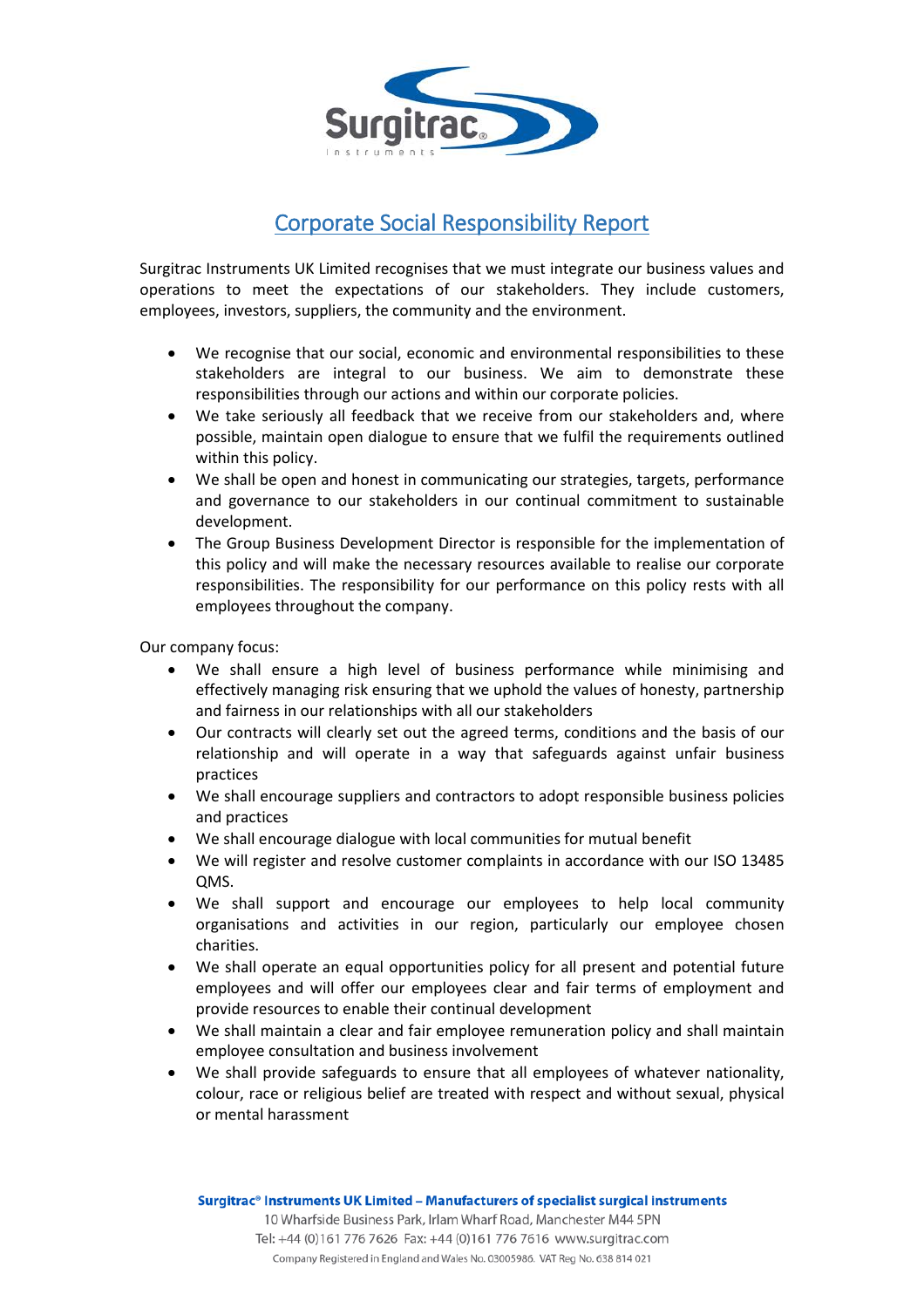# Corporate Social Responsibility Report

Surgitrac Instruments UK Limited recognises that we must integrate our business values and operations to meet the expectations of our stakeholders. They include customers, employees, investors, suppliers, the community and the environment.

- We recognise that our social, economic and environmental responsibilities to these stakeholders are integral to our business. We aim to demonstrate these responsibilities through our actions and within our corporate policies.
- We take seriously all feedback that we receive from our stakeholders and, where possible, maintain open dialogue to ensure that we fulfil the requirements outlined within this policy.
- We shall be open and honest in communicating our strategies, targets, performance and governance to our stakeholders in our continual commitment to sustainable development.
- The Group Business Development Director is responsible for the implementation of this policy and will make the necessary resources available to realise our corporate responsibilities. The responsibility for our performance on this policy rests with all employees throughout the company.

Our company focus:

- We shall ensure a high level of business performance while minimising and effectively managing risk ensuring that we uphold the values of honesty, partnership and fairness in our relationships with all our stakeholders
- Our contracts will clearly set out the agreed terms, conditions and the basis of our relationship and will operate in a way that safeguards against unfair business practices
- We shall encourage suppliers and contractors to adopt responsible business policies and practices
- We shall encourage dialogue with local communities for mutual benefit
- We will register and resolve customer complaints in accordance with our ISO 13485 QMS.
- We shall support and encourage our employees to help local community organisations and activities in our region, particularly our employee chosen charities.
- We shall operate an equal opportunities policy for all present and potential future employees and will offer our employees clear and fair terms of employment and provide resources to enable their continual development
- We shall maintain a clear and fair employee remuneration policy and shall maintain employee consultation and business involvement
- We shall provide safeguards to ensure that all employees of whatever nationality, colour, race or religious belief are treated with respect and without sexual, physical or mental harassment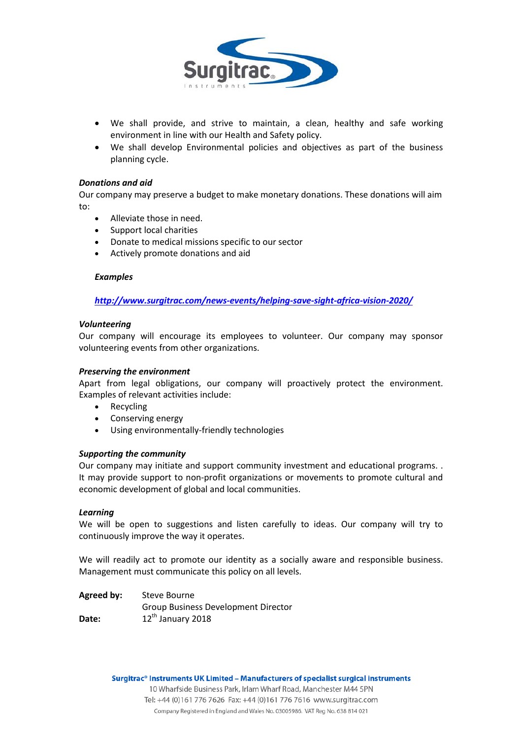- We shall provide, and strive to maintain, a clean, healthy and safe working environment in line with our Health and Safety policy.
- We shall develop Environmental policies and objectives as part of the business planning cycle.

***Donations and aid***

Our company may preserve a budget to make monetary donations. These donations will aim to:

- Alleviate those in need.
- Support local charities
- Donate to medical missions specific to our sector
- Actively promote donations and aid

***Examples***

***http://www.surgitrac.com/news-events/helping-save-sight-africa-vision-2020/***

***Volunteering***

Our company will encourage its employees to volunteer. Our company may sponsor volunteering events from other organizations.

***Preserving the environment***

Apart from legal obligations, our company will proactively protect the environment. Examples of relevant activities include:

- Recycling
- Conserving energy
- Using environmentally-friendly technologies

***Supporting the community***

Our company may initiate and support community investment and educational programs. . It may provide support to non-profit organizations or movements to promote cultural and economic development of global and local communities.

***Learning***

We will be open to suggestions and listen carefully to ideas. Our company will try to continuously improve the way it operates.

We will readily act to promote our identity as a socially aware and responsible business. Management must communicate this policy on all levels.

**Agreed by:** Steve Bourne
Group Business Development Director

**Date:** 12th January 2018